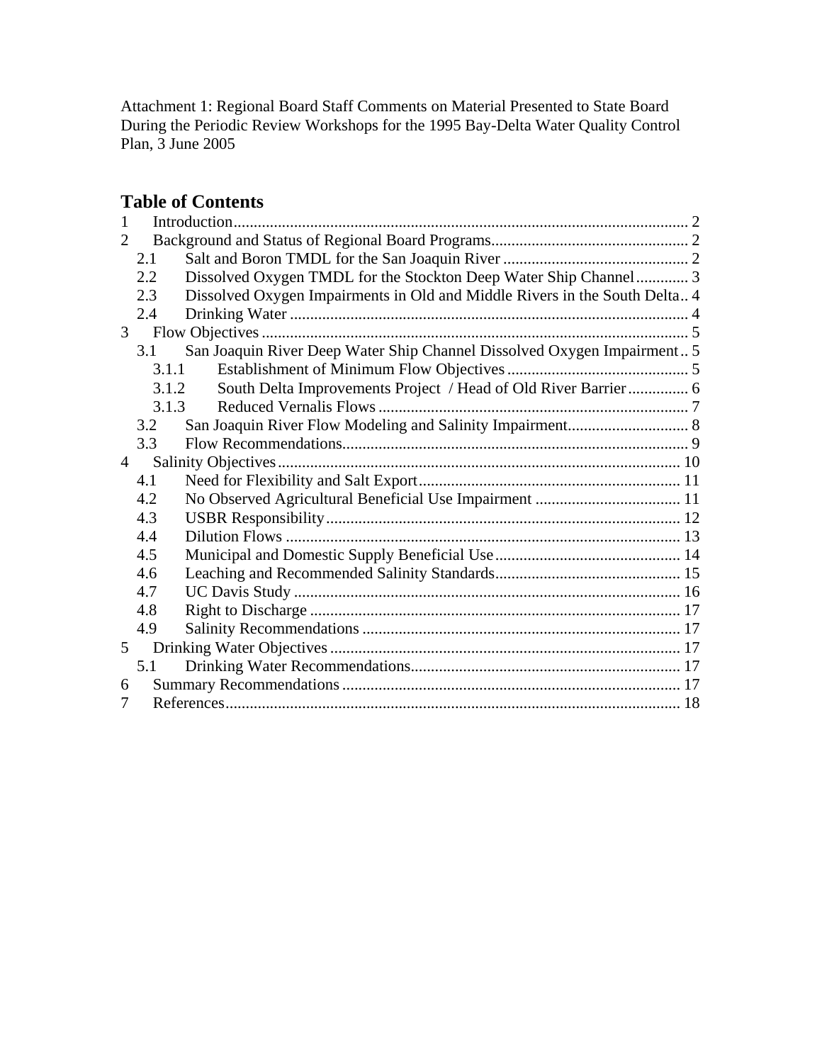Attachment 1: Regional Board Staff Comments on Material Presented to State Board During the Periodic Review Workshops for the 1995 Bay-Delta Water Quality Control Plan, 3 June 2005

## Table of Contents

1 Introduction ..... 2
2 Background and Status of Regional Board Programs ..... 2
  2.1 Salt and Boron TMDL for the San Joaquin River ..... 2
  2.2 Dissolved Oxygen TMDL for the Stockton Deep Water Ship Channel ..... 3
  2.3 Dissolved Oxygen Impairments in Old and Middle Rivers in the South Delta ..... 4
  2.4 Drinking Water ..... 4
3 Flow Objectives ..... 5
  3.1 San Joaquin River Deep Water Ship Channel Dissolved Oxygen Impairment ..... 5
    3.1.1 Establishment of Minimum Flow Objectives ..... 5
    3.1.2 South Delta Improvements Project / Head of Old River Barrier ..... 6
    3.1.3 Reduced Vernalis Flows ..... 7
  3.2 San Joaquin River Flow Modeling and Salinity Impairment ..... 8
  3.3 Flow Recommendations ..... 9
4 Salinity Objectives ..... 10
  4.1 Need for Flexibility and Salt Export ..... 11
  4.2 No Observed Agricultural Beneficial Use Impairment ..... 11
  4.3 USBR Responsibility ..... 12
  4.4 Dilution Flows ..... 13
  4.5 Municipal and Domestic Supply Beneficial Use ..... 14
  4.6 Leaching and Recommended Salinity Standards ..... 15
  4.7 UC Davis Study ..... 16
  4.8 Right to Discharge ..... 17
  4.9 Salinity Recommendations ..... 17
5 Drinking Water Objectives ..... 17
  5.1 Drinking Water Recommendations ..... 17
6 Summary Recommendations ..... 17
7 References ..... 18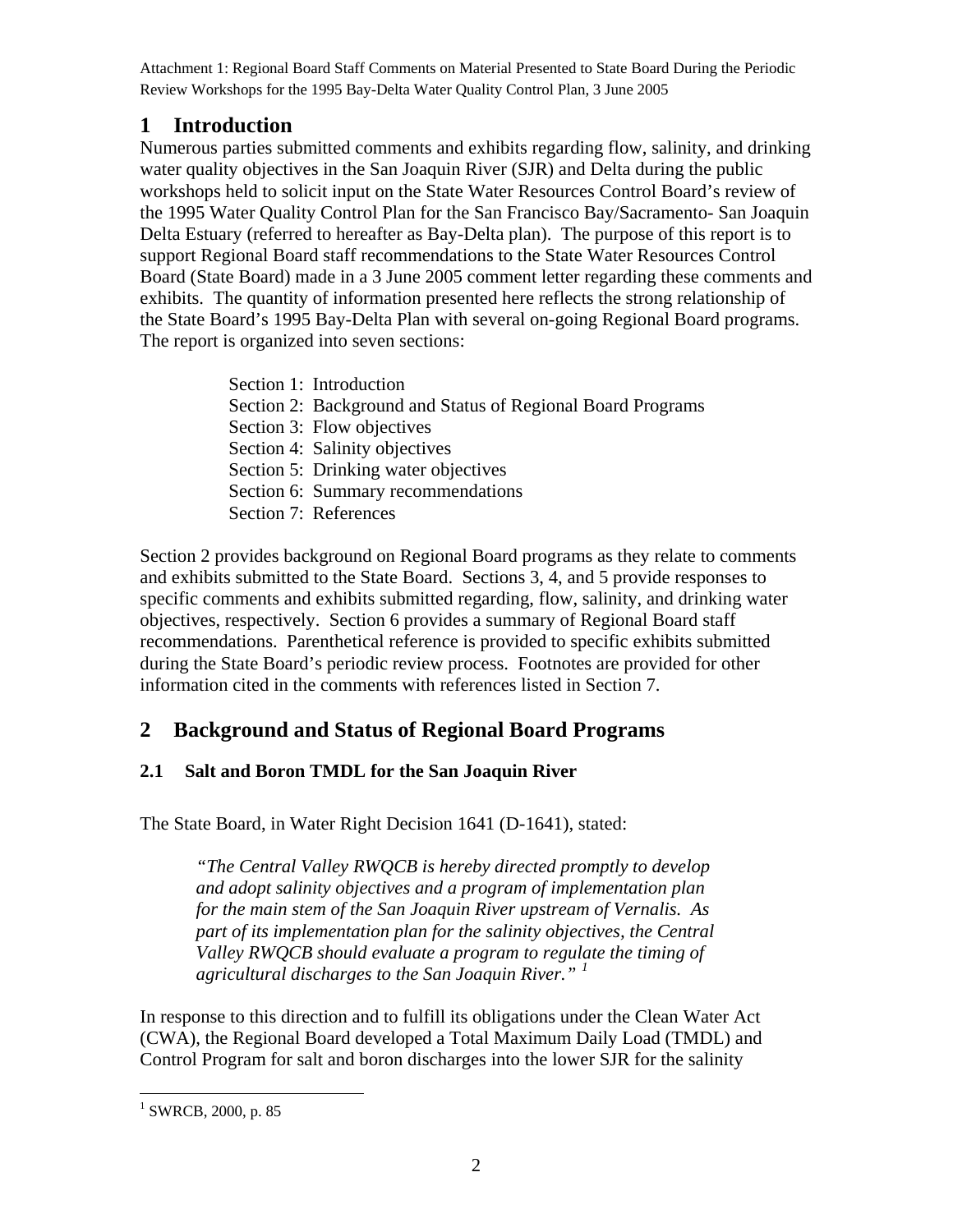Attachment 1: Regional Board Staff Comments on Material Presented to State Board During the Periodic Review Workshops for the 1995 Bay-Delta Water Quality Control Plan, 3 June 2005

# 1 Introduction

Numerous parties submitted comments and exhibits regarding flow, salinity, and drinking water quality objectives in the San Joaquin River (SJR) and Delta during the public workshops held to solicit input on the State Water Resources Control Board's review of the 1995 Water Quality Control Plan for the San Francisco Bay/Sacramento- San Joaquin Delta Estuary (referred to hereafter as Bay-Delta plan). The purpose of this report is to support Regional Board staff recommendations to the State Water Resources Control Board (State Board) made in a 3 June 2005 comment letter regarding these comments and exhibits. The quantity of information presented here reflects the strong relationship of the State Board's 1995 Bay-Delta Plan with several on-going Regional Board programs. The report is organized into seven sections:

Section 1: Introduction
Section 2: Background and Status of Regional Board Programs
Section 3: Flow objectives
Section 4: Salinity objectives
Section 5: Drinking water objectives
Section 6: Summary recommendations
Section 7: References

Section 2 provides background on Regional Board programs as they relate to comments and exhibits submitted to the State Board. Sections 3, 4, and 5 provide responses to specific comments and exhibits submitted regarding, flow, salinity, and drinking water objectives, respectively. Section 6 provides a summary of Regional Board staff recommendations. Parenthetical reference is provided to specific exhibits submitted during the State Board's periodic review process. Footnotes are provided for other information cited in the comments with references listed in Section 7.

# 2 Background and Status of Regional Board Programs

## 2.1 Salt and Boron TMDL for the San Joaquin River

The State Board, in Water Right Decision 1641 (D-1641), stated:

> *"The Central Valley RWQCB is hereby directed promptly to develop and adopt salinity objectives and a program of implementation plan for the main stem of the San Joaquin River upstream of Vernalis. As part of its implementation plan for the salinity objectives, the Central Valley RWQCB should evaluate a program to regulate the timing of agricultural discharges to the San Joaquin River."* [1]

In response to this direction and to fulfill its obligations under the Clean Water Act (CWA), the Regional Board developed a Total Maximum Daily Load (TMDL) and Control Program for salt and boron discharges into the lower SJR for the salinity

[1] SWRCB, 2000, p. 85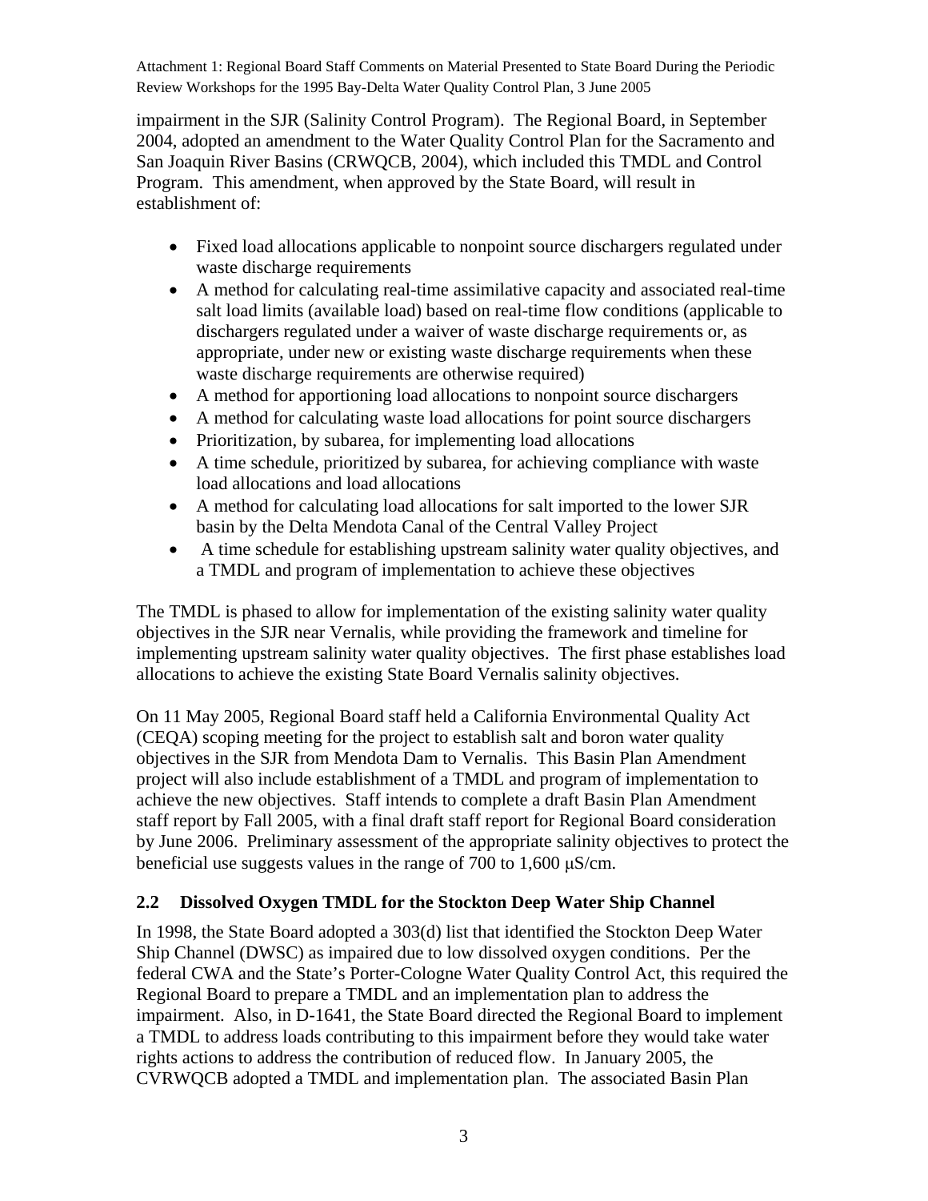impairment in the SJR (Salinity Control Program). The Regional Board, in September 2004, adopted an amendment to the Water Quality Control Plan for the Sacramento and San Joaquin River Basins (CRWQCB, 2004), which included this TMDL and Control Program. This amendment, when approved by the State Board, will result in establishment of:

- Fixed load allocations applicable to nonpoint source dischargers regulated under waste discharge requirements
- A method for calculating real-time assimilative capacity and associated real-time salt load limits (available load) based on real-time flow conditions (applicable to dischargers regulated under a waiver of waste discharge requirements or, as appropriate, under new or existing waste discharge requirements when these waste discharge requirements are otherwise required)
- A method for apportioning load allocations to nonpoint source dischargers
- A method for calculating waste load allocations for point source dischargers
- Prioritization, by subarea, for implementing load allocations
- A time schedule, prioritized by subarea, for achieving compliance with waste load allocations and load allocations
- A method for calculating load allocations for salt imported to the lower SJR basin by the Delta Mendota Canal of the Central Valley Project
- A time schedule for establishing upstream salinity water quality objectives, and a TMDL and program of implementation to achieve these objectives

The TMDL is phased to allow for implementation of the existing salinity water quality objectives in the SJR near Vernalis, while providing the framework and timeline for implementing upstream salinity water quality objectives. The first phase establishes load allocations to achieve the existing State Board Vernalis salinity objectives.

On 11 May 2005, Regional Board staff held a California Environmental Quality Act (CEQA) scoping meeting for the project to establish salt and boron water quality objectives in the SJR from Mendota Dam to Vernalis. This Basin Plan Amendment project will also include establishment of a TMDL and program of implementation to achieve the new objectives. Staff intends to complete a draft Basin Plan Amendment staff report by Fall 2005, with a final draft staff report for Regional Board consideration by June 2006. Preliminary assessment of the appropriate salinity objectives to protect the beneficial use suggests values in the range of 700 to 1,600 μS/cm.

## 2.2 Dissolved Oxygen TMDL for the Stockton Deep Water Ship Channel

In 1998, the State Board adopted a 303(d) list that identified the Stockton Deep Water Ship Channel (DWSC) as impaired due to low dissolved oxygen conditions. Per the federal CWA and the State's Porter-Cologne Water Quality Control Act, this required the Regional Board to prepare a TMDL and an implementation plan to address the impairment. Also, in D-1641, the State Board directed the Regional Board to implement a TMDL to address loads contributing to this impairment before they would take water rights actions to address the contribution of reduced flow. In January 2005, the CVRWQCB adopted a TMDL and implementation plan. The associated Basin Plan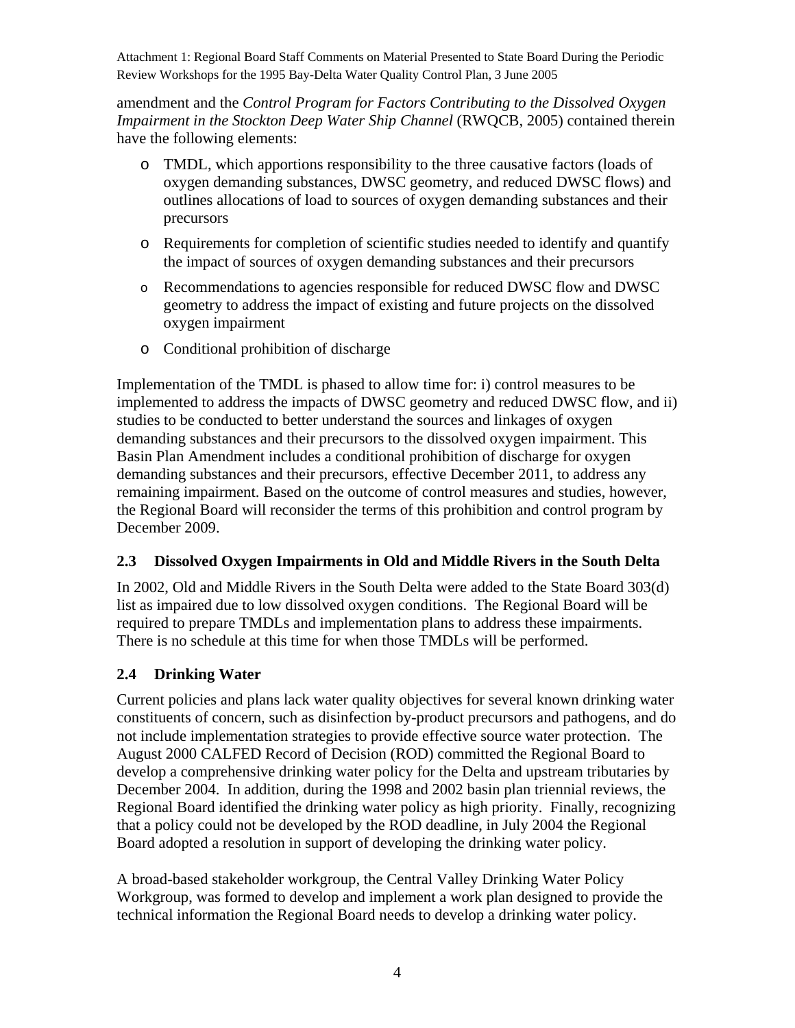amendment and the *Control Program for Factors Contributing to the Dissolved Oxygen Impairment in the Stockton Deep Water Ship Channel* (RWQCB, 2005) contained therein have the following elements:

- TMDL, which apportions responsibility to the three causative factors (loads of oxygen demanding substances, DWSC geometry, and reduced DWSC flows) and outlines allocations of load to sources of oxygen demanding substances and their precursors
- Requirements for completion of scientific studies needed to identify and quantify the impact of sources of oxygen demanding substances and their precursors
- Recommendations to agencies responsible for reduced DWSC flow and DWSC geometry to address the impact of existing and future projects on the dissolved oxygen impairment
- Conditional prohibition of discharge

Implementation of the TMDL is phased to allow time for: i) control measures to be implemented to address the impacts of DWSC geometry and reduced DWSC flow, and ii) studies to be conducted to better understand the sources and linkages of oxygen demanding substances and their precursors to the dissolved oxygen impairment. This Basin Plan Amendment includes a conditional prohibition of discharge for oxygen demanding substances and their precursors, effective December 2011, to address any remaining impairment. Based on the outcome of control measures and studies, however, the Regional Board will reconsider the terms of this prohibition and control program by December 2009.

### 2.3 Dissolved Oxygen Impairments in Old and Middle Rivers in the South Delta

In 2002, Old and Middle Rivers in the South Delta were added to the State Board 303(d) list as impaired due to low dissolved oxygen conditions. The Regional Board will be required to prepare TMDLs and implementation plans to address these impairments. There is no schedule at this time for when those TMDLs will be performed.

### 2.4 Drinking Water

Current policies and plans lack water quality objectives for several known drinking water constituents of concern, such as disinfection by-product precursors and pathogens, and do not include implementation strategies to provide effective source water protection. The August 2000 CALFED Record of Decision (ROD) committed the Regional Board to develop a comprehensive drinking water policy for the Delta and upstream tributaries by December 2004. In addition, during the 1998 and 2002 basin plan triennial reviews, the Regional Board identified the drinking water policy as high priority. Finally, recognizing that a policy could not be developed by the ROD deadline, in July 2004 the Regional Board adopted a resolution in support of developing the drinking water policy.

A broad-based stakeholder workgroup, the Central Valley Drinking Water Policy Workgroup, was formed to develop and implement a work plan designed to provide the technical information the Regional Board needs to develop a drinking water policy.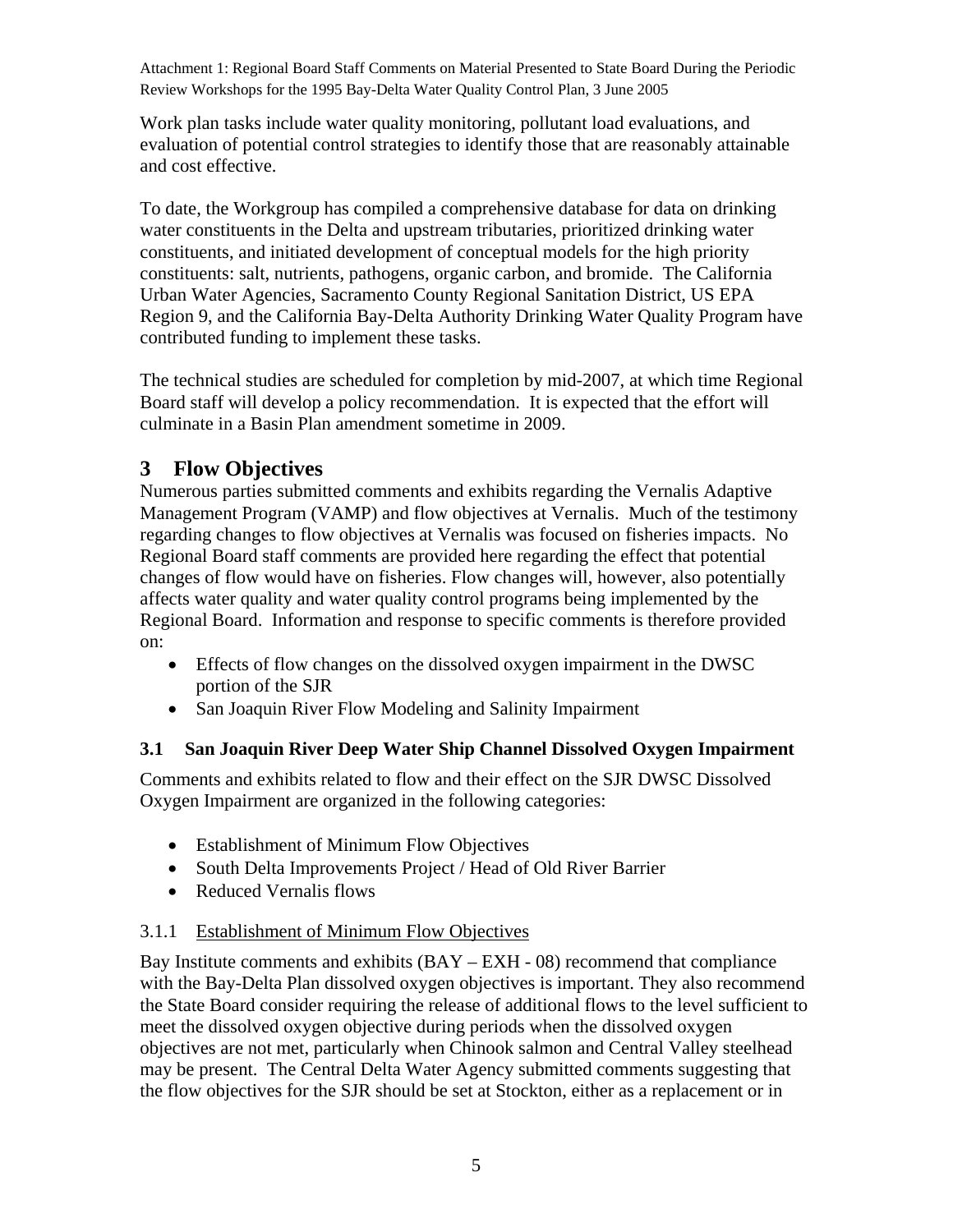Work plan tasks include water quality monitoring, pollutant load evaluations, and evaluation of potential control strategies to identify those that are reasonably attainable and cost effective.

To date, the Workgroup has compiled a comprehensive database for data on drinking water constituents in the Delta and upstream tributaries, prioritized drinking water constituents, and initiated development of conceptual models for the high priority constituents: salt, nutrients, pathogens, organic carbon, and bromide. The California Urban Water Agencies, Sacramento County Regional Sanitation District, US EPA Region 9, and the California Bay-Delta Authority Drinking Water Quality Program have contributed funding to implement these tasks.

The technical studies are scheduled for completion by mid-2007, at which time Regional Board staff will develop a policy recommendation. It is expected that the effort will culminate in a Basin Plan amendment sometime in 2009.

# 3 Flow Objectives

Numerous parties submitted comments and exhibits regarding the Vernalis Adaptive Management Program (VAMP) and flow objectives at Vernalis. Much of the testimony regarding changes to flow objectives at Vernalis was focused on fisheries impacts. No Regional Board staff comments are provided here regarding the effect that potential changes of flow would have on fisheries. Flow changes will, however, also potentially affects water quality and water quality control programs being implemented by the Regional Board. Information and response to specific comments is therefore provided on:

- Effects of flow changes on the dissolved oxygen impairment in the DWSC portion of the SJR
- San Joaquin River Flow Modeling and Salinity Impairment

## 3.1 San Joaquin River Deep Water Ship Channel Dissolved Oxygen Impairment

Comments and exhibits related to flow and their effect on the SJR DWSC Dissolved Oxygen Impairment are organized in the following categories:

- Establishment of Minimum Flow Objectives
- South Delta Improvements Project / Head of Old River Barrier
- Reduced Vernalis flows

### 3.1.1 <u>Establishment of Minimum Flow Objectives</u>

Bay Institute comments and exhibits (BAY – EXH - 08) recommend that compliance with the Bay-Delta Plan dissolved oxygen objectives is important. They also recommend the State Board consider requiring the release of additional flows to the level sufficient to meet the dissolved oxygen objective during periods when the dissolved oxygen objectives are not met, particularly when Chinook salmon and Central Valley steelhead may be present. The Central Delta Water Agency submitted comments suggesting that the flow objectives for the SJR should be set at Stockton, either as a replacement or in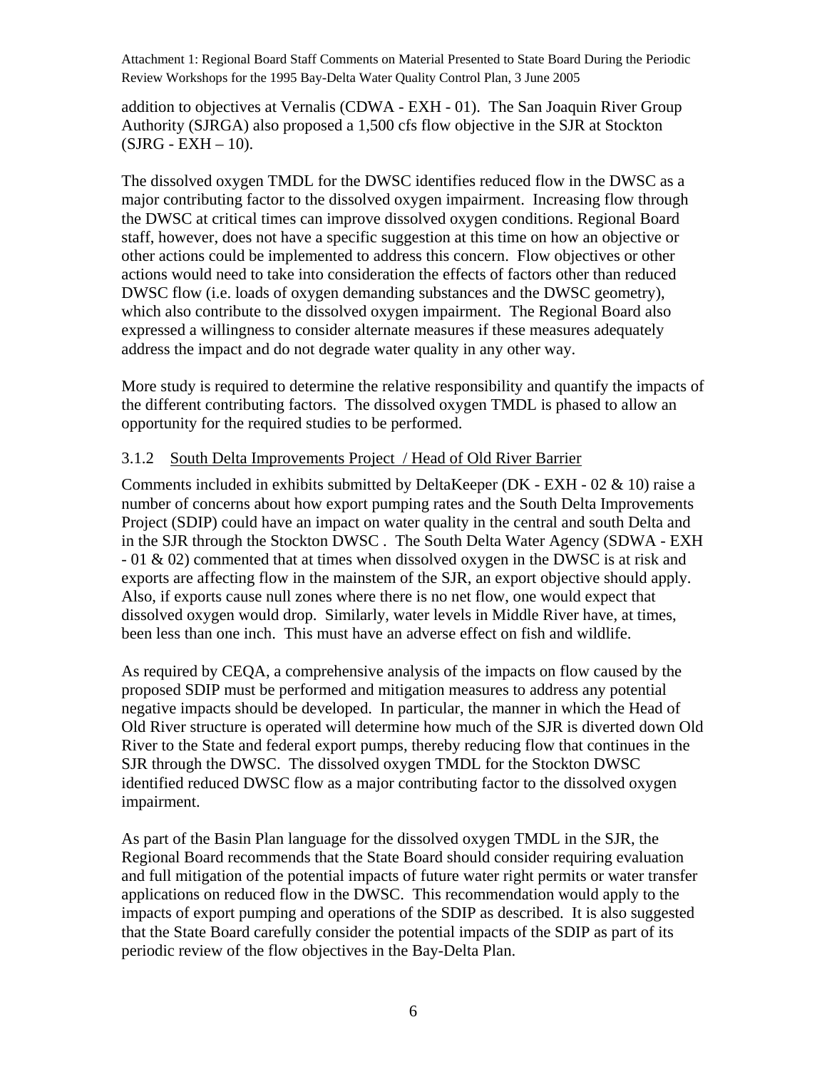addition to objectives at Vernalis (CDWA - EXH - 01). The San Joaquin River Group Authority (SJRGA) also proposed a 1,500 cfs flow objective in the SJR at Stockton (SJRG - EXH – 10).

The dissolved oxygen TMDL for the DWSC identifies reduced flow in the DWSC as a major contributing factor to the dissolved oxygen impairment. Increasing flow through the DWSC at critical times can improve dissolved oxygen conditions. Regional Board staff, however, does not have a specific suggestion at this time on how an objective or other actions could be implemented to address this concern. Flow objectives or other actions would need to take into consideration the effects of factors other than reduced DWSC flow (i.e. loads of oxygen demanding substances and the DWSC geometry), which also contribute to the dissolved oxygen impairment. The Regional Board also expressed a willingness to consider alternate measures if these measures adequately address the impact and do not degrade water quality in any other way.

More study is required to determine the relative responsibility and quantify the impacts of the different contributing factors. The dissolved oxygen TMDL is phased to allow an opportunity for the required studies to be performed.

### 3.1.2 South Delta Improvements Project / Head of Old River Barrier

Comments included in exhibits submitted by DeltaKeeper (DK - EXH - 02 & 10) raise a number of concerns about how export pumping rates and the South Delta Improvements Project (SDIP) could have an impact on water quality in the central and south Delta and in the SJR through the Stockton DWSC . The South Delta Water Agency (SDWA - EXH - 01 & 02) commented that at times when dissolved oxygen in the DWSC is at risk and exports are affecting flow in the mainstem of the SJR, an export objective should apply. Also, if exports cause null zones where there is no net flow, one would expect that dissolved oxygen would drop. Similarly, water levels in Middle River have, at times, been less than one inch. This must have an adverse effect on fish and wildlife.

As required by CEQA, a comprehensive analysis of the impacts on flow caused by the proposed SDIP must be performed and mitigation measures to address any potential negative impacts should be developed. In particular, the manner in which the Head of Old River structure is operated will determine how much of the SJR is diverted down Old River to the State and federal export pumps, thereby reducing flow that continues in the SJR through the DWSC. The dissolved oxygen TMDL for the Stockton DWSC identified reduced DWSC flow as a major contributing factor to the dissolved oxygen impairment.

As part of the Basin Plan language for the dissolved oxygen TMDL in the SJR, the Regional Board recommends that the State Board should consider requiring evaluation and full mitigation of the potential impacts of future water right permits or water transfer applications on reduced flow in the DWSC. This recommendation would apply to the impacts of export pumping and operations of the SDIP as described. It is also suggested that the State Board carefully consider the potential impacts of the SDIP as part of its periodic review of the flow objectives in the Bay-Delta Plan.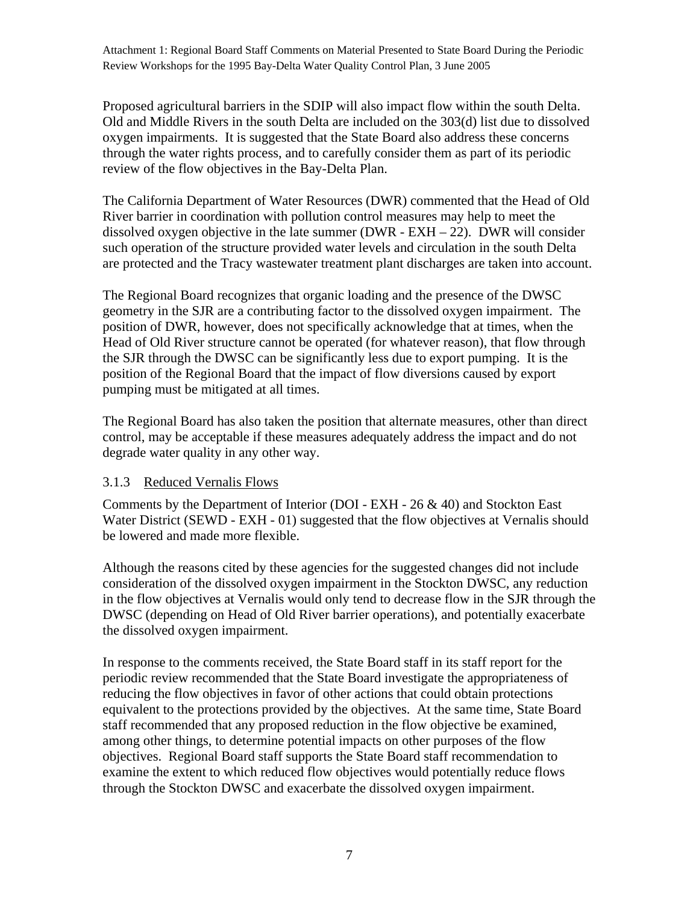Proposed agricultural barriers in the SDIP will also impact flow within the south Delta. Old and Middle Rivers in the south Delta are included on the 303(d) list due to dissolved oxygen impairments. It is suggested that the State Board also address these concerns through the water rights process, and to carefully consider them as part of its periodic review of the flow objectives in the Bay-Delta Plan.

The California Department of Water Resources (DWR) commented that the Head of Old River barrier in coordination with pollution control measures may help to meet the dissolved oxygen objective in the late summer (DWR - EXH – 22). DWR will consider such operation of the structure provided water levels and circulation in the south Delta are protected and the Tracy wastewater treatment plant discharges are taken into account.

The Regional Board recognizes that organic loading and the presence of the DWSC geometry in the SJR are a contributing factor to the dissolved oxygen impairment. The position of DWR, however, does not specifically acknowledge that at times, when the Head of Old River structure cannot be operated (for whatever reason), that flow through the SJR through the DWSC can be significantly less due to export pumping. It is the position of the Regional Board that the impact of flow diversions caused by export pumping must be mitigated at all times.

The Regional Board has also taken the position that alternate measures, other than direct control, may be acceptable if these measures adequately address the impact and do not degrade water quality in any other way.

### 3.1.3 Reduced Vernalis Flows

Comments by the Department of Interior (DOI - EXH - 26 & 40) and Stockton East Water District (SEWD - EXH - 01) suggested that the flow objectives at Vernalis should be lowered and made more flexible.

Although the reasons cited by these agencies for the suggested changes did not include consideration of the dissolved oxygen impairment in the Stockton DWSC, any reduction in the flow objectives at Vernalis would only tend to decrease flow in the SJR through the DWSC (depending on Head of Old River barrier operations), and potentially exacerbate the dissolved oxygen impairment.

In response to the comments received, the State Board staff in its staff report for the periodic review recommended that the State Board investigate the appropriateness of reducing the flow objectives in favor of other actions that could obtain protections equivalent to the protections provided by the objectives. At the same time, State Board staff recommended that any proposed reduction in the flow objective be examined, among other things, to determine potential impacts on other purposes of the flow objectives. Regional Board staff supports the State Board staff recommendation to examine the extent to which reduced flow objectives would potentially reduce flows through the Stockton DWSC and exacerbate the dissolved oxygen impairment.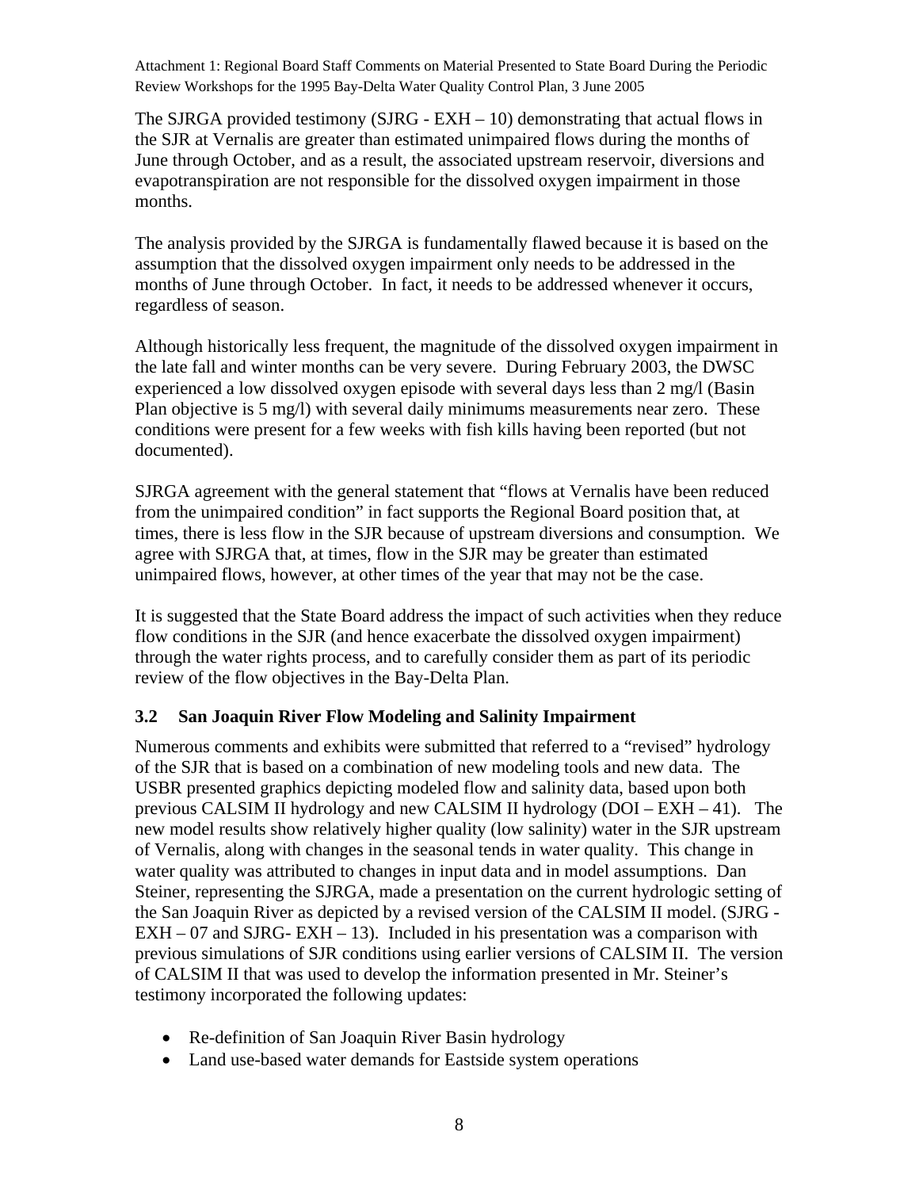The SJRGA provided testimony (SJRG - EXH – 10) demonstrating that actual flows in the SJR at Vernalis are greater than estimated unimpaired flows during the months of June through October, and as a result, the associated upstream reservoir, diversions and evapotranspiration are not responsible for the dissolved oxygen impairment in those months.

The analysis provided by the SJRGA is fundamentally flawed because it is based on the assumption that the dissolved oxygen impairment only needs to be addressed in the months of June through October. In fact, it needs to be addressed whenever it occurs, regardless of season.

Although historically less frequent, the magnitude of the dissolved oxygen impairment in the late fall and winter months can be very severe. During February 2003, the DWSC experienced a low dissolved oxygen episode with several days less than 2 mg/l (Basin Plan objective is 5 mg/l) with several daily minimums measurements near zero. These conditions were present for a few weeks with fish kills having been reported (but not documented).

SJRGA agreement with the general statement that "flows at Vernalis have been reduced from the unimpaired condition" in fact supports the Regional Board position that, at times, there is less flow in the SJR because of upstream diversions and consumption. We agree with SJRGA that, at times, flow in the SJR may be greater than estimated unimpaired flows, however, at other times of the year that may not be the case.

It is suggested that the State Board address the impact of such activities when they reduce flow conditions in the SJR (and hence exacerbate the dissolved oxygen impairment) through the water rights process, and to carefully consider them as part of its periodic review of the flow objectives in the Bay-Delta Plan.

### 3.2 San Joaquin River Flow Modeling and Salinity Impairment

Numerous comments and exhibits were submitted that referred to a "revised" hydrology of the SJR that is based on a combination of new modeling tools and new data. The USBR presented graphics depicting modeled flow and salinity data, based upon both previous CALSIM II hydrology and new CALSIM II hydrology (DOI – EXH – 41). The new model results show relatively higher quality (low salinity) water in the SJR upstream of Vernalis, along with changes in the seasonal tends in water quality. This change in water quality was attributed to changes in input data and in model assumptions. Dan Steiner, representing the SJRGA, made a presentation on the current hydrologic setting of the San Joaquin River as depicted by a revised version of the CALSIM II model. (SJRG - EXH – 07 and SJRG- EXH – 13). Included in his presentation was a comparison with previous simulations of SJR conditions using earlier versions of CALSIM II. The version of CALSIM II that was used to develop the information presented in Mr. Steiner's testimony incorporated the following updates:

- Re-definition of San Joaquin River Basin hydrology
- Land use-based water demands for Eastside system operations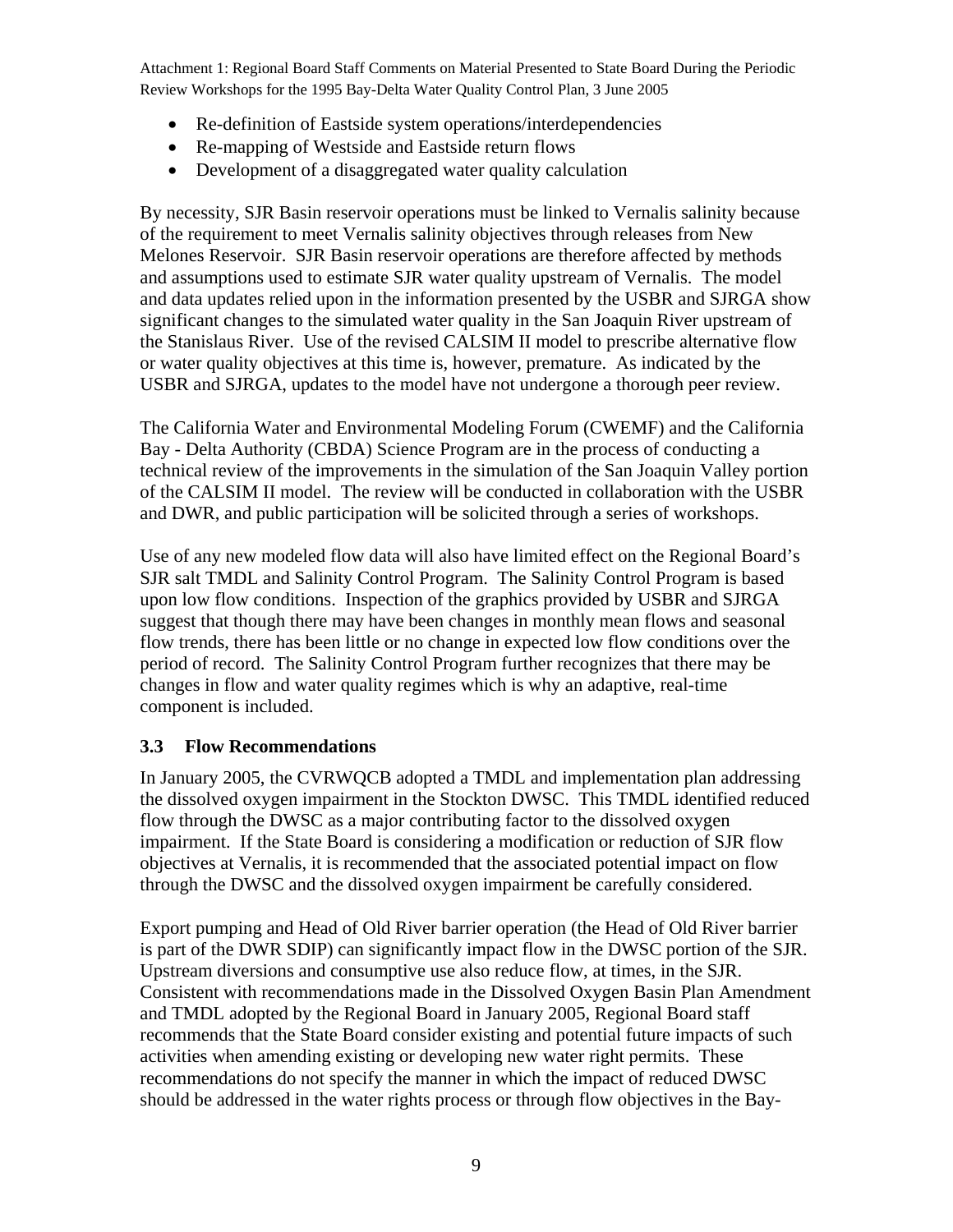- Re-definition of Eastside system operations/interdependencies
- Re-mapping of Westside and Eastside return flows
- Development of a disaggregated water quality calculation

By necessity, SJR Basin reservoir operations must be linked to Vernalis salinity because of the requirement to meet Vernalis salinity objectives through releases from New Melones Reservoir. SJR Basin reservoir operations are therefore affected by methods and assumptions used to estimate SJR water quality upstream of Vernalis. The model and data updates relied upon in the information presented by the USBR and SJRGA show significant changes to the simulated water quality in the San Joaquin River upstream of the Stanislaus River. Use of the revised CALSIM II model to prescribe alternative flow or water quality objectives at this time is, however, premature. As indicated by the USBR and SJRGA, updates to the model have not undergone a thorough peer review.

The California Water and Environmental Modeling Forum (CWEMF) and the California Bay - Delta Authority (CBDA) Science Program are in the process of conducting a technical review of the improvements in the simulation of the San Joaquin Valley portion of the CALSIM II model. The review will be conducted in collaboration with the USBR and DWR, and public participation will be solicited through a series of workshops.

Use of any new modeled flow data will also have limited effect on the Regional Board's SJR salt TMDL and Salinity Control Program. The Salinity Control Program is based upon low flow conditions. Inspection of the graphics provided by USBR and SJRGA suggest that though there may have been changes in monthly mean flows and seasonal flow trends, there has been little or no change in expected low flow conditions over the period of record. The Salinity Control Program further recognizes that there may be changes in flow and water quality regimes which is why an adaptive, real-time component is included.

### 3.3 Flow Recommendations

In January 2005, the CVRWQCB adopted a TMDL and implementation plan addressing the dissolved oxygen impairment in the Stockton DWSC. This TMDL identified reduced flow through the DWSC as a major contributing factor to the dissolved oxygen impairment. If the State Board is considering a modification or reduction of SJR flow objectives at Vernalis, it is recommended that the associated potential impact on flow through the DWSC and the dissolved oxygen impairment be carefully considered.

Export pumping and Head of Old River barrier operation (the Head of Old River barrier is part of the DWR SDIP) can significantly impact flow in the DWSC portion of the SJR. Upstream diversions and consumptive use also reduce flow, at times, in the SJR. Consistent with recommendations made in the Dissolved Oxygen Basin Plan Amendment and TMDL adopted by the Regional Board in January 2005, Regional Board staff recommends that the State Board consider existing and potential future impacts of such activities when amending existing or developing new water right permits. These recommendations do not specify the manner in which the impact of reduced DWSC should be addressed in the water rights process or through flow objectives in the Bay-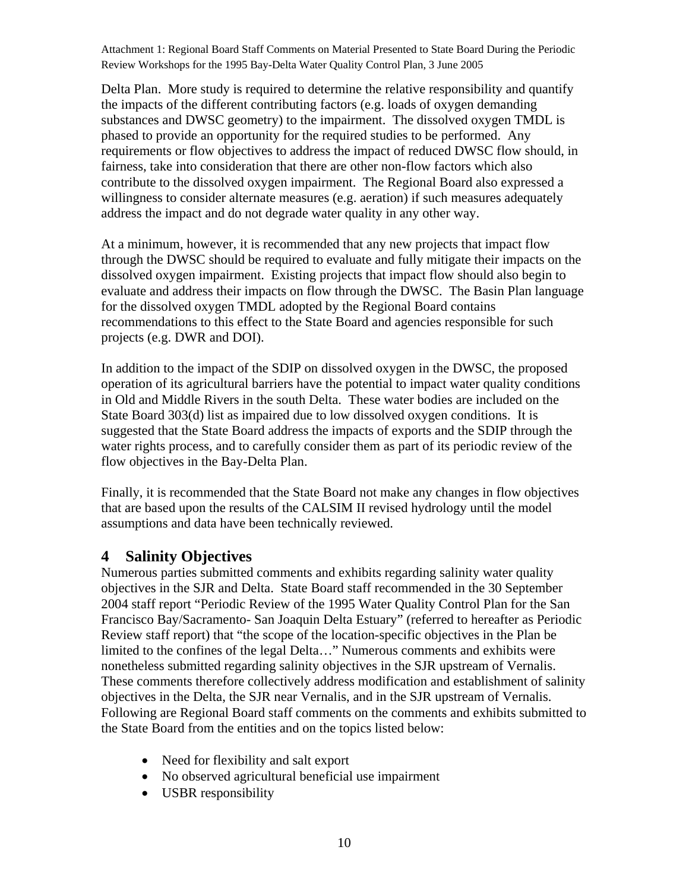Delta Plan. More study is required to determine the relative responsibility and quantify the impacts of the different contributing factors (e.g. loads of oxygen demanding substances and DWSC geometry) to the impairment. The dissolved oxygen TMDL is phased to provide an opportunity for the required studies to be performed. Any requirements or flow objectives to address the impact of reduced DWSC flow should, in fairness, take into consideration that there are other non-flow factors which also contribute to the dissolved oxygen impairment. The Regional Board also expressed a willingness to consider alternate measures (e.g. aeration) if such measures adequately address the impact and do not degrade water quality in any other way.

At a minimum, however, it is recommended that any new projects that impact flow through the DWSC should be required to evaluate and fully mitigate their impacts on the dissolved oxygen impairment. Existing projects that impact flow should also begin to evaluate and address their impacts on flow through the DWSC. The Basin Plan language for the dissolved oxygen TMDL adopted by the Regional Board contains recommendations to this effect to the State Board and agencies responsible for such projects (e.g. DWR and DOI).

In addition to the impact of the SDIP on dissolved oxygen in the DWSC, the proposed operation of its agricultural barriers have the potential to impact water quality conditions in Old and Middle Rivers in the south Delta. These water bodies are included on the State Board 303(d) list as impaired due to low dissolved oxygen conditions. It is suggested that the State Board address the impacts of exports and the SDIP through the water rights process, and to carefully consider them as part of its periodic review of the flow objectives in the Bay-Delta Plan.

Finally, it is recommended that the State Board not make any changes in flow objectives that are based upon the results of the CALSIM II revised hydrology until the model assumptions and data have been technically reviewed.

# 4 Salinity Objectives

Numerous parties submitted comments and exhibits regarding salinity water quality objectives in the SJR and Delta. State Board staff recommended in the 30 September 2004 staff report "Periodic Review of the 1995 Water Quality Control Plan for the San Francisco Bay/Sacramento- San Joaquin Delta Estuary" (referred to hereafter as Periodic Review staff report) that "the scope of the location-specific objectives in the Plan be limited to the confines of the legal Delta…" Numerous comments and exhibits were nonetheless submitted regarding salinity objectives in the SJR upstream of Vernalis. These comments therefore collectively address modification and establishment of salinity objectives in the Delta, the SJR near Vernalis, and in the SJR upstream of Vernalis. Following are Regional Board staff comments on the comments and exhibits submitted to the State Board from the entities and on the topics listed below:

- Need for flexibility and salt export
- No observed agricultural beneficial use impairment
- USBR responsibility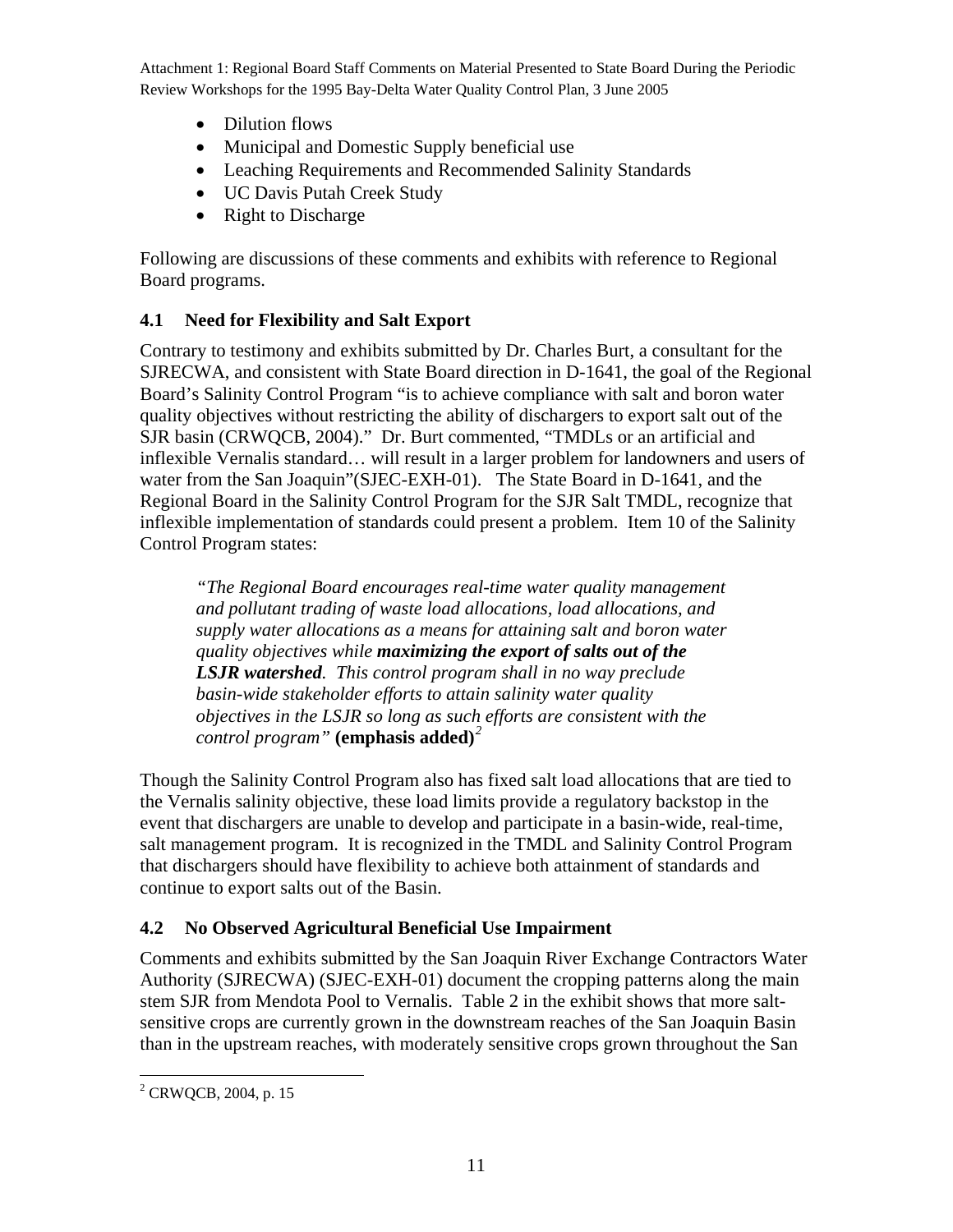- Dilution flows
- Municipal and Domestic Supply beneficial use
- Leaching Requirements and Recommended Salinity Standards
- UC Davis Putah Creek Study
- Right to Discharge

Following are discussions of these comments and exhibits with reference to Regional Board programs.

## 4.1 Need for Flexibility and Salt Export

Contrary to testimony and exhibits submitted by Dr. Charles Burt, a consultant for the SJRECWA, and consistent with State Board direction in D-1641, the goal of the Regional Board's Salinity Control Program "is to achieve compliance with salt and boron water quality objectives without restricting the ability of dischargers to export salt out of the SJR basin (CRWQCB, 2004)." Dr. Burt commented, "TMDLs or an artificial and inflexible Vernalis standard… will result in a larger problem for landowners and users of water from the San Joaquin"(SJEC-EXH-01). The State Board in D-1641, and the Regional Board in the Salinity Control Program for the SJR Salt TMDL, recognize that inflexible implementation of standards could present a problem. Item 10 of the Salinity Control Program states:

> *"The Regional Board encourages real-time water quality management and pollutant trading of waste load allocations, load allocations, and supply water allocations as a means for attaining salt and boron water quality objectives while **maximizing the export of salts out of the LSJR watershed**. This control program shall in no way preclude basin-wide stakeholder efforts to attain salinity water quality objectives in the LSJR so long as such efforts are consistent with the control program"* **(emphasis added)**[2]

Though the Salinity Control Program also has fixed salt load allocations that are tied to the Vernalis salinity objective, these load limits provide a regulatory backstop in the event that dischargers are unable to develop and participate in a basin-wide, real-time, salt management program. It is recognized in the TMDL and Salinity Control Program that dischargers should have flexibility to achieve both attainment of standards and continue to export salts out of the Basin.

## 4.2 No Observed Agricultural Beneficial Use Impairment

Comments and exhibits submitted by the San Joaquin River Exchange Contractors Water Authority (SJRECWA) (SJEC-EXH-01) document the cropping patterns along the main stem SJR from Mendota Pool to Vernalis. Table 2 in the exhibit shows that more salt-sensitive crops are currently grown in the downstream reaches of the San Joaquin Basin than in the upstream reaches, with moderately sensitive crops grown throughout the San

[2] CRWQCB, 2004, p. 15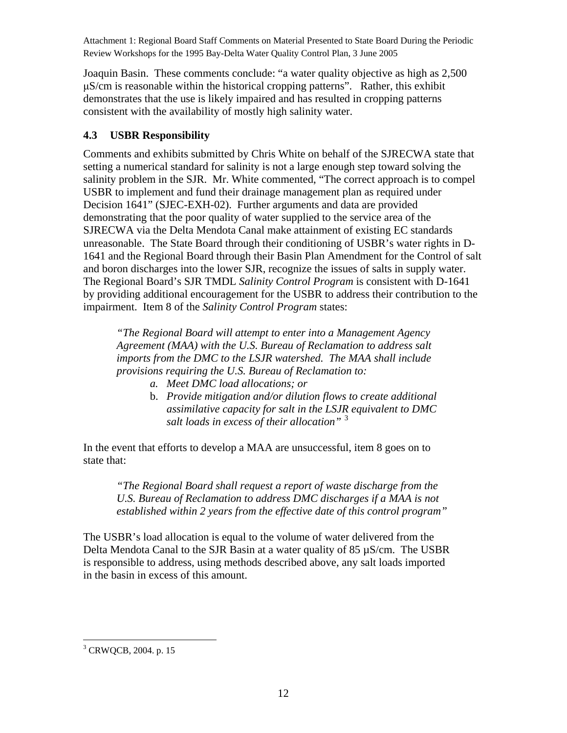Joaquin Basin. These comments conclude: "a water quality objective as high as 2,500 µS/cm is reasonable within the historical cropping patterns". Rather, this exhibit demonstrates that the use is likely impaired and has resulted in cropping patterns consistent with the availability of mostly high salinity water.

### 4.3 USBR Responsibility

Comments and exhibits submitted by Chris White on behalf of the SJRECWA state that setting a numerical standard for salinity is not a large enough step toward solving the salinity problem in the SJR. Mr. White commented, "The correct approach is to compel USBR to implement and fund their drainage management plan as required under Decision 1641" (SJEC-EXH-02). Further arguments and data are provided demonstrating that the poor quality of water supplied to the service area of the SJRECWA via the Delta Mendota Canal make attainment of existing EC standards unreasonable. The State Board through their conditioning of USBR's water rights in D-1641 and the Regional Board through their Basin Plan Amendment for the Control of salt and boron discharges into the lower SJR, recognize the issues of salts in supply water. The Regional Board's SJR TMDL *Salinity Control Program* is consistent with D-1641 by providing additional encouragement for the USBR to address their contribution to the impairment. Item 8 of the *Salinity Control Program* states:

> *"The Regional Board will attempt to enter into a Management Agency Agreement (MAA) with the U.S. Bureau of Reclamation to address salt imports from the DMC to the LSJR watershed. The MAA shall include provisions requiring the U.S. Bureau of Reclamation to:*
>
> a. *Meet DMC load allocations; or*
> b. *Provide mitigation and/or dilution flows to create additional assimilative capacity for salt in the LSJR equivalent to DMC salt loads in excess of their allocation"* [3]

In the event that efforts to develop a MAA are unsuccessful, item 8 goes on to state that:

> *"The Regional Board shall request a report of waste discharge from the U.S. Bureau of Reclamation to address DMC discharges if a MAA is not established within 2 years from the effective date of this control program"*

The USBR's load allocation is equal to the volume of water delivered from the Delta Mendota Canal to the SJR Basin at a water quality of 85 µS/cm. The USBR is responsible to address, using methods described above, any salt loads imported in the basin in excess of this amount.

---

[3] CRWQCB, 2004. p. 15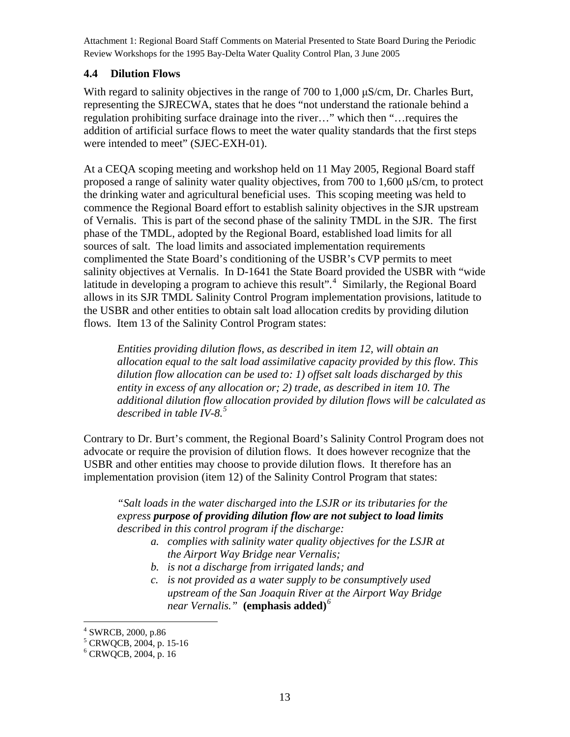## 4.4 Dilution Flows

With regard to salinity objectives in the range of 700 to 1,000 μS/cm, Dr. Charles Burt, representing the SJRECWA, states that he does "not understand the rationale behind a regulation prohibiting surface drainage into the river…" which then "…requires the addition of artificial surface flows to meet the water quality standards that the first steps were intended to meet" (SJEC-EXH-01).

At a CEQA scoping meeting and workshop held on 11 May 2005, Regional Board staff proposed a range of salinity water quality objectives, from 700 to 1,600 μS/cm, to protect the drinking water and agricultural beneficial uses. This scoping meeting was held to commence the Regional Board effort to establish salinity objectives in the SJR upstream of Vernalis. This is part of the second phase of the salinity TMDL in the SJR. The first phase of the TMDL, adopted by the Regional Board, established load limits for all sources of salt. The load limits and associated implementation requirements complimented the State Board's conditioning of the USBR's CVP permits to meet salinity objectives at Vernalis. In D-1641 the State Board provided the USBR with "wide latitude in developing a program to achieve this result".[4] Similarly, the Regional Board allows in its SJR TMDL Salinity Control Program implementation provisions, latitude to the USBR and other entities to obtain salt load allocation credits by providing dilution flows. Item 13 of the Salinity Control Program states:

> *Entities providing dilution flows, as described in item 12, will obtain an allocation equal to the salt load assimilative capacity provided by this flow. This dilution flow allocation can be used to: 1) offset salt loads discharged by this entity in excess of any allocation or; 2) trade, as described in item 10. The additional dilution flow allocation provided by dilution flows will be calculated as described in table IV-8.*[5]

Contrary to Dr. Burt's comment, the Regional Board's Salinity Control Program does not advocate or require the provision of dilution flows. It does however recognize that the USBR and other entities may choose to provide dilution flows. It therefore has an implementation provision (item 12) of the Salinity Control Program that states:

> *"Salt loads in the water discharged into the LSJR or its tributaries for the express* ***purpose of providing dilution flow are not subject to load limits*** *described in this control program if the discharge:*
>
> *a. complies with salinity water quality objectives for the LSJR at the Airport Way Bridge near Vernalis;*
>
> *b. is not a discharge from irrigated lands; and*
>
> *c. is not provided as a water supply to be consumptively used upstream of the San Joaquin River at the Airport Way Bridge near Vernalis."* **(emphasis added)**[6]

---

[4] SWRCB, 2000, p.86

[5] CRWQCB, 2004, p. 15-16

[6] CRWQCB, 2004, p. 16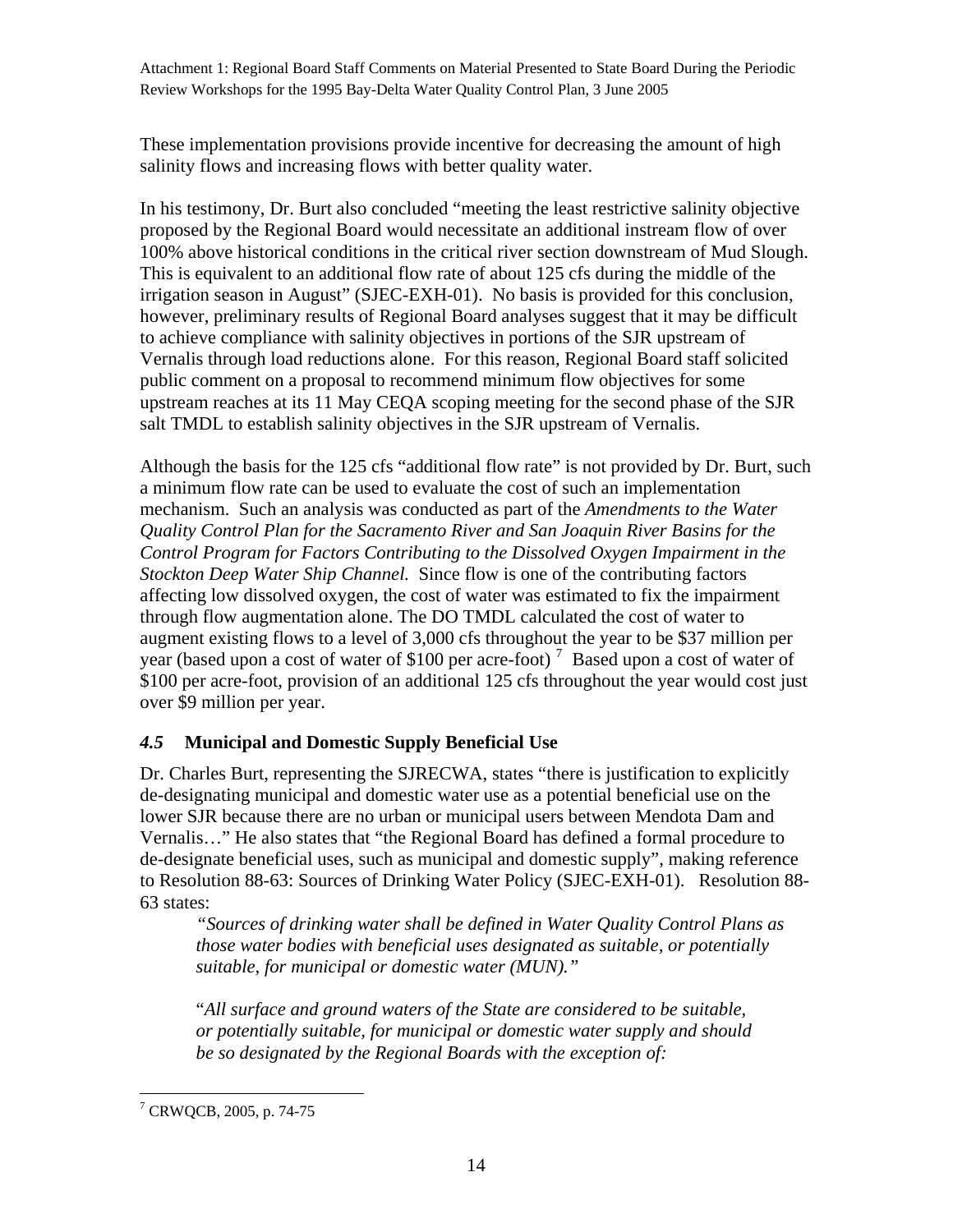These implementation provisions provide incentive for decreasing the amount of high salinity flows and increasing flows with better quality water.

In his testimony, Dr. Burt also concluded "meeting the least restrictive salinity objective proposed by the Regional Board would necessitate an additional instream flow of over 100% above historical conditions in the critical river section downstream of Mud Slough. This is equivalent to an additional flow rate of about 125 cfs during the middle of the irrigation season in August" (SJEC-EXH-01). No basis is provided for this conclusion, however, preliminary results of Regional Board analyses suggest that it may be difficult to achieve compliance with salinity objectives in portions of the SJR upstream of Vernalis through load reductions alone. For this reason, Regional Board staff solicited public comment on a proposal to recommend minimum flow objectives for some upstream reaches at its 11 May CEQA scoping meeting for the second phase of the SJR salt TMDL to establish salinity objectives in the SJR upstream of Vernalis.

Although the basis for the 125 cfs "additional flow rate" is not provided by Dr. Burt, such a minimum flow rate can be used to evaluate the cost of such an implementation mechanism. Such an analysis was conducted as part of the *Amendments to the Water Quality Control Plan for the Sacramento River and San Joaquin River Basins for the Control Program for Factors Contributing to the Dissolved Oxygen Impairment in the Stockton Deep Water Ship Channel.* Since flow is one of the contributing factors affecting low dissolved oxygen, the cost of water was estimated to fix the impairment through flow augmentation alone. The DO TMDL calculated the cost of water to augment existing flows to a level of 3,000 cfs throughout the year to be \$37 million per year (based upon a cost of water of \$100 per acre-foot) [7] Based upon a cost of water of \$100 per acre-foot, provision of an additional 125 cfs throughout the year would cost just over \$9 million per year.

### *4.5* Municipal and Domestic Supply Beneficial Use

Dr. Charles Burt, representing the SJRECWA, states "there is justification to explicitly de-designating municipal and domestic water use as a potential beneficial use on the lower SJR because there are no urban or municipal users between Mendota Dam and Vernalis…" He also states that "the Regional Board has defined a formal procedure to de-designate beneficial uses, such as municipal and domestic supply", making reference to Resolution 88-63: Sources of Drinking Water Policy (SJEC-EXH-01). Resolution 88-63 states:

> *"Sources of drinking water shall be defined in Water Quality Control Plans as those water bodies with beneficial uses designated as suitable, or potentially suitable, for municipal or domestic water (MUN)."*
>
> "*All surface and ground waters of the State are considered to be suitable, or potentially suitable, for municipal or domestic water supply and should be so designated by the Regional Boards with the exception of:*

[7] CRWQCB, 2005, p. 74-75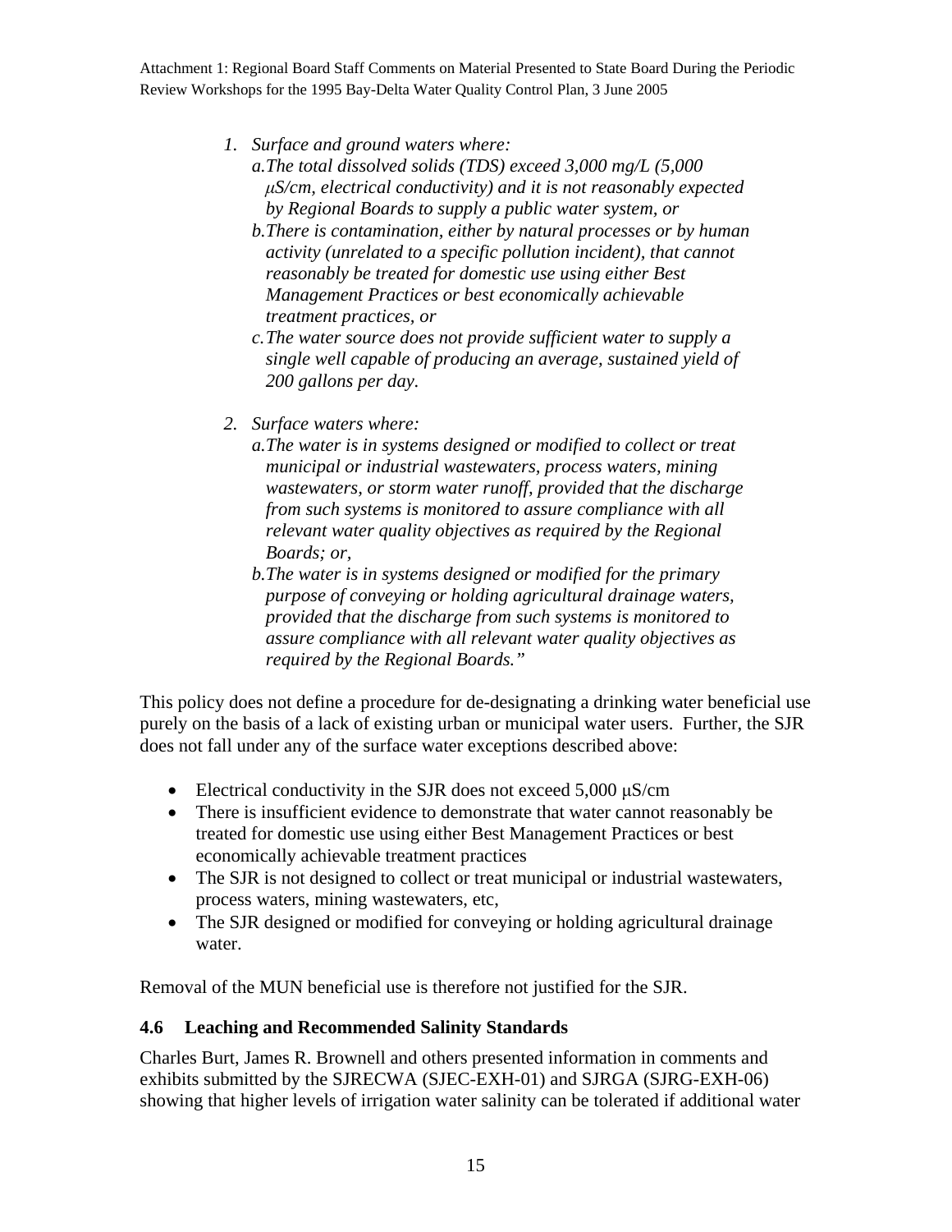*1. Surface and ground waters where:*

*a. The total dissolved solids (TDS) exceed 3,000 mg/L (5,000 μS/cm, electrical conductivity) and it is not reasonably expected by Regional Boards to supply a public water system, or*

*b. There is contamination, either by natural processes or by human activity (unrelated to a specific pollution incident), that cannot reasonably be treated for domestic use using either Best Management Practices or best economically achievable treatment practices, or*

*c. The water source does not provide sufficient water to supply a single well capable of producing an average, sustained yield of 200 gallons per day.*

*2. Surface waters where:*

*a. The water is in systems designed or modified to collect or treat municipal or industrial wastewaters, process waters, mining wastewaters, or storm water runoff, provided that the discharge from such systems is monitored to assure compliance with all relevant water quality objectives as required by the Regional Boards; or,*

*b. The water is in systems designed or modified for the primary purpose of conveying or holding agricultural drainage waters, provided that the discharge from such systems is monitored to assure compliance with all relevant water quality objectives as required by the Regional Boards."*

This policy does not define a procedure for de-designating a drinking water beneficial use purely on the basis of a lack of existing urban or municipal water users. Further, the SJR does not fall under any of the surface water exceptions described above:

- Electrical conductivity in the SJR does not exceed 5,000 μS/cm
- There is insufficient evidence to demonstrate that water cannot reasonably be treated for domestic use using either Best Management Practices or best economically achievable treatment practices
- The SJR is not designed to collect or treat municipal or industrial wastewaters, process waters, mining wastewaters, etc,
- The SJR designed or modified for conveying or holding agricultural drainage water.

Removal of the MUN beneficial use is therefore not justified for the SJR.

### 4.6 Leaching and Recommended Salinity Standards

Charles Burt, James R. Brownell and others presented information in comments and exhibits submitted by the SJRECWA (SJEC-EXH-01) and SJRGA (SJRG-EXH-06) showing that higher levels of irrigation water salinity can be tolerated if additional water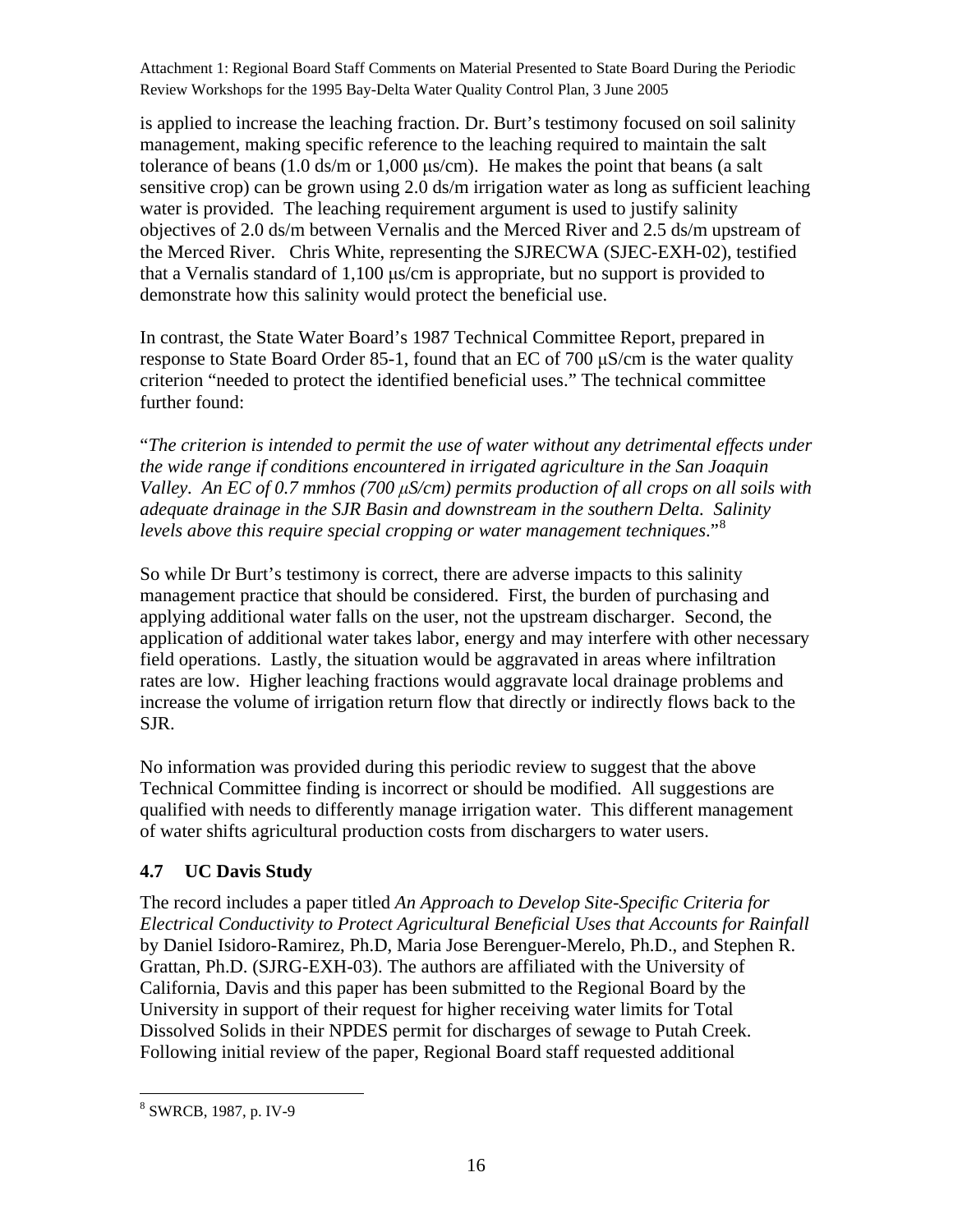is applied to increase the leaching fraction. Dr. Burt's testimony focused on soil salinity management, making specific reference to the leaching required to maintain the salt tolerance of beans (1.0 ds/m or 1,000 μs/cm). He makes the point that beans (a salt sensitive crop) can be grown using 2.0 ds/m irrigation water as long as sufficient leaching water is provided. The leaching requirement argument is used to justify salinity objectives of 2.0 ds/m between Vernalis and the Merced River and 2.5 ds/m upstream of the Merced River. Chris White, representing the SJRECWA (SJEC-EXH-02), testified that a Vernalis standard of 1,100 μs/cm is appropriate, but no support is provided to demonstrate how this salinity would protect the beneficial use.

In contrast, the State Water Board's 1987 Technical Committee Report, prepared in response to State Board Order 85-1, found that an EC of 700 μS/cm is the water quality criterion "needed to protect the identified beneficial uses." The technical committee further found:

"*The criterion is intended to permit the use of water without any detrimental effects under the wide range if conditions encountered in irrigated agriculture in the San Joaquin Valley. An EC of 0.7 mmhos (700 μS/cm) permits production of all crops on all soils with adequate drainage in the SJR Basin and downstream in the southern Delta. Salinity levels above this require special cropping or water management techniques*."[8]

So while Dr Burt's testimony is correct, there are adverse impacts to this salinity management practice that should be considered. First, the burden of purchasing and applying additional water falls on the user, not the upstream discharger. Second, the application of additional water takes labor, energy and may interfere with other necessary field operations. Lastly, the situation would be aggravated in areas where infiltration rates are low. Higher leaching fractions would aggravate local drainage problems and increase the volume of irrigation return flow that directly or indirectly flows back to the SJR.

No information was provided during this periodic review to suggest that the above Technical Committee finding is incorrect or should be modified. All suggestions are qualified with needs to differently manage irrigation water. This different management of water shifts agricultural production costs from dischargers to water users.

### 4.7 UC Davis Study

The record includes a paper titled *An Approach to Develop Site-Specific Criteria for Electrical Conductivity to Protect Agricultural Beneficial Uses that Accounts for Rainfall* by Daniel Isidoro-Ramirez, Ph.D, Maria Jose Berenguer-Merelo, Ph.D., and Stephen R. Grattan, Ph.D. (SJRG-EXH-03). The authors are affiliated with the University of California, Davis and this paper has been submitted to the Regional Board by the University in support of their request for higher receiving water limits for Total Dissolved Solids in their NPDES permit for discharges of sewage to Putah Creek. Following initial review of the paper, Regional Board staff requested additional

[8] SWRCB, 1987, p. IV-9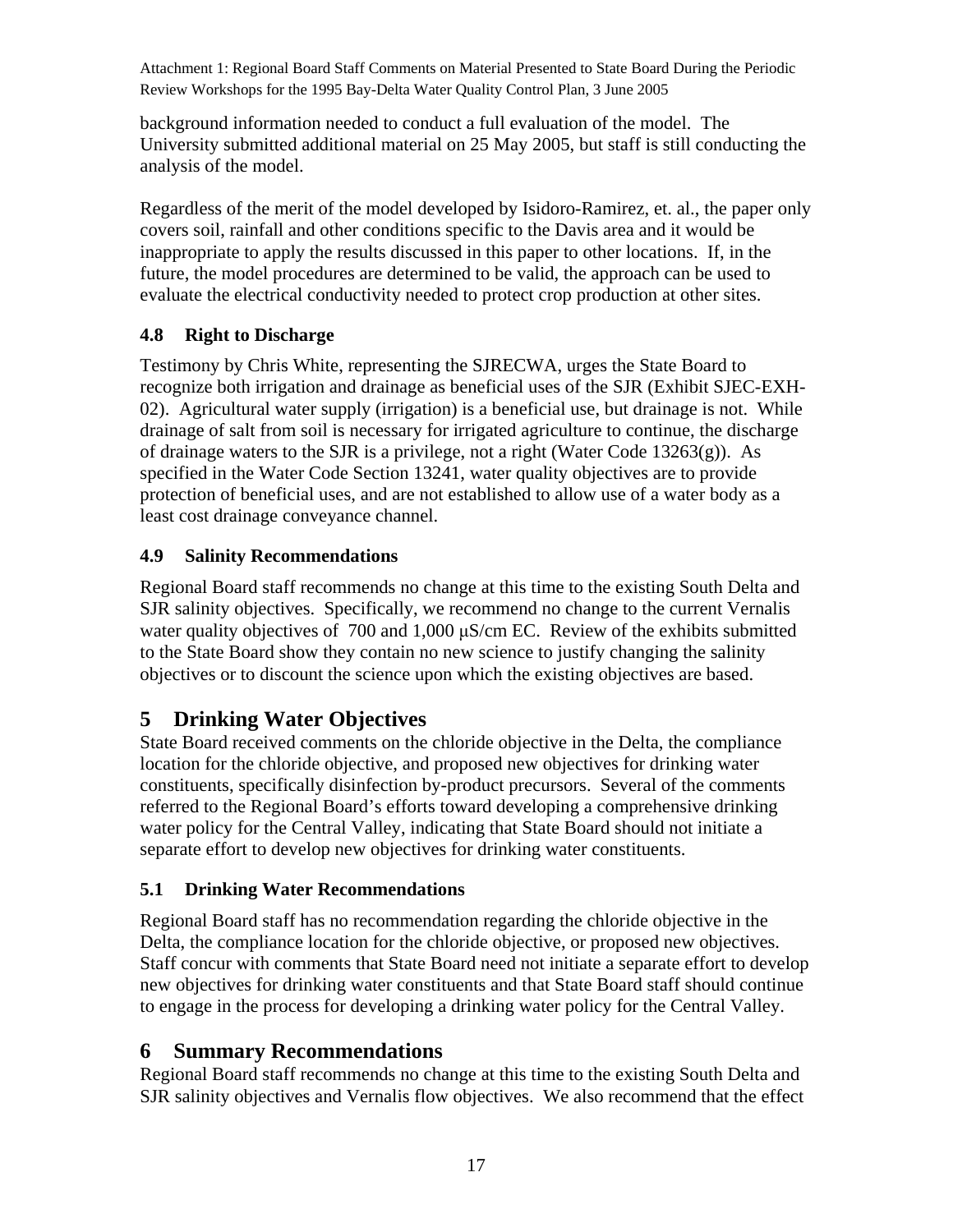background information needed to conduct a full evaluation of the model. The University submitted additional material on 25 May 2005, but staff is still conducting the analysis of the model.

Regardless of the merit of the model developed by Isidoro-Ramirez, et. al., the paper only covers soil, rainfall and other conditions specific to the Davis area and it would be inappropriate to apply the results discussed in this paper to other locations. If, in the future, the model procedures are determined to be valid, the approach can be used to evaluate the electrical conductivity needed to protect crop production at other sites.

### 4.8 Right to Discharge

Testimony by Chris White, representing the SJRECWA, urges the State Board to recognize both irrigation and drainage as beneficial uses of the SJR (Exhibit SJEC-EXH-02). Agricultural water supply (irrigation) is a beneficial use, but drainage is not. While drainage of salt from soil is necessary for irrigated agriculture to continue, the discharge of drainage waters to the SJR is a privilege, not a right (Water Code 13263(g)). As specified in the Water Code Section 13241, water quality objectives are to provide protection of beneficial uses, and are not established to allow use of a water body as a least cost drainage conveyance channel.

### 4.9 Salinity Recommendations

Regional Board staff recommends no change at this time to the existing South Delta and SJR salinity objectives. Specifically, we recommend no change to the current Vernalis water quality objectives of 700 and 1,000 μS/cm EC. Review of the exhibits submitted to the State Board show they contain no new science to justify changing the salinity objectives or to discount the science upon which the existing objectives are based.

## 5 Drinking Water Objectives

State Board received comments on the chloride objective in the Delta, the compliance location for the chloride objective, and proposed new objectives for drinking water constituents, specifically disinfection by-product precursors. Several of the comments referred to the Regional Board's efforts toward developing a comprehensive drinking water policy for the Central Valley, indicating that State Board should not initiate a separate effort to develop new objectives for drinking water constituents.

### 5.1 Drinking Water Recommendations

Regional Board staff has no recommendation regarding the chloride objective in the Delta, the compliance location for the chloride objective, or proposed new objectives. Staff concur with comments that State Board need not initiate a separate effort to develop new objectives for drinking water constituents and that State Board staff should continue to engage in the process for developing a drinking water policy for the Central Valley.

## 6 Summary Recommendations

Regional Board staff recommends no change at this time to the existing South Delta and SJR salinity objectives and Vernalis flow objectives. We also recommend that the effect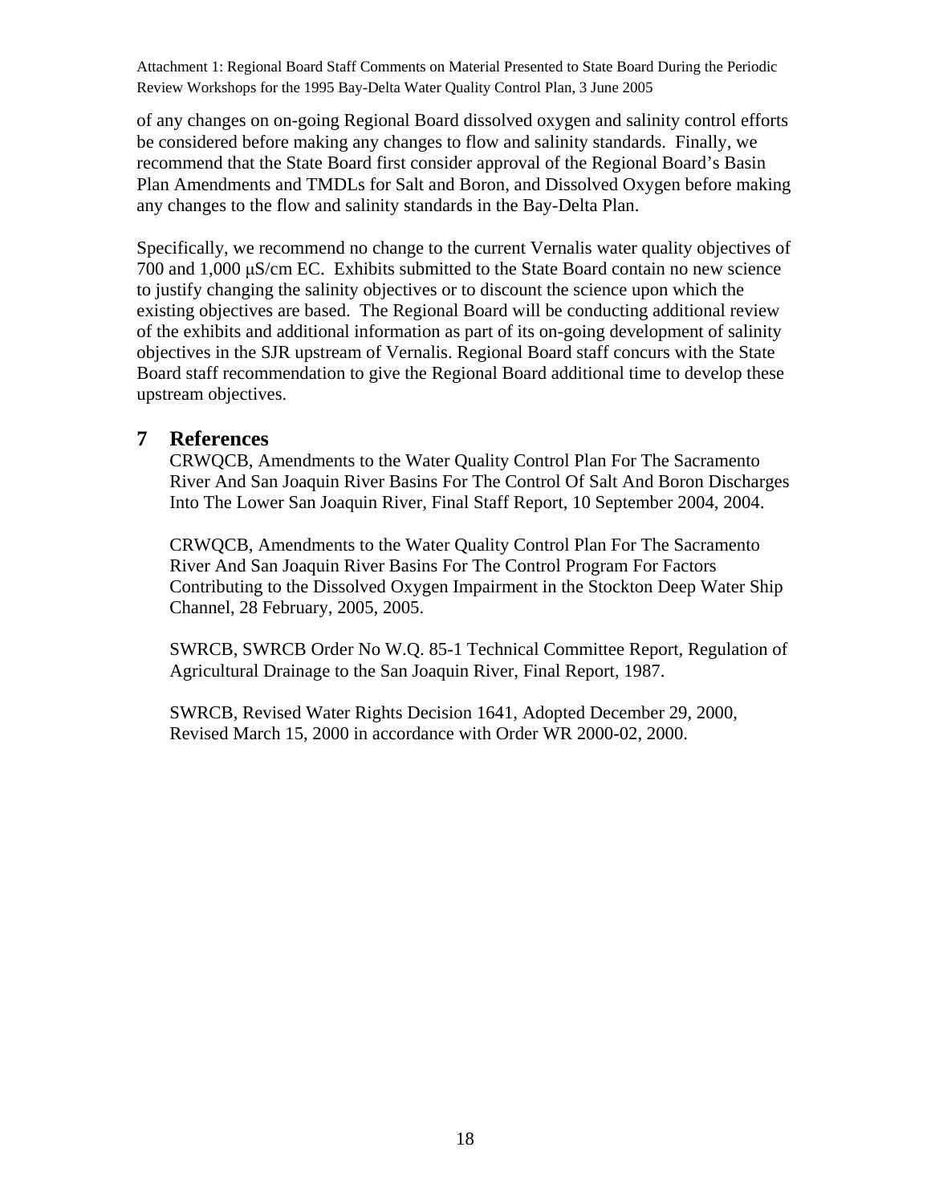of any changes on on-going Regional Board dissolved oxygen and salinity control efforts be considered before making any changes to flow and salinity standards. Finally, we recommend that the State Board first consider approval of the Regional Board's Basin Plan Amendments and TMDLs for Salt and Boron, and Dissolved Oxygen before making any changes to the flow and salinity standards in the Bay-Delta Plan.

Specifically, we recommend no change to the current Vernalis water quality objectives of 700 and 1,000 μS/cm EC. Exhibits submitted to the State Board contain no new science to justify changing the salinity objectives or to discount the science upon which the existing objectives are based. The Regional Board will be conducting additional review of the exhibits and additional information as part of its on-going development of salinity objectives in the SJR upstream of Vernalis. Regional Board staff concurs with the State Board staff recommendation to give the Regional Board additional time to develop these upstream objectives.

# 7 References

CRWQCB, Amendments to the Water Quality Control Plan For The Sacramento River And San Joaquin River Basins For The Control Of Salt And Boron Discharges Into The Lower San Joaquin River, Final Staff Report, 10 September 2004, 2004.

CRWQCB, Amendments to the Water Quality Control Plan For The Sacramento River And San Joaquin River Basins For The Control Program For Factors Contributing to the Dissolved Oxygen Impairment in the Stockton Deep Water Ship Channel, 28 February, 2005, 2005.

SWRCB, SWRCB Order No W.Q. 85-1 Technical Committee Report, Regulation of Agricultural Drainage to the San Joaquin River, Final Report, 1987.

SWRCB, Revised Water Rights Decision 1641, Adopted December 29, 2000, Revised March 15, 2000 in accordance with Order WR 2000-02, 2000.